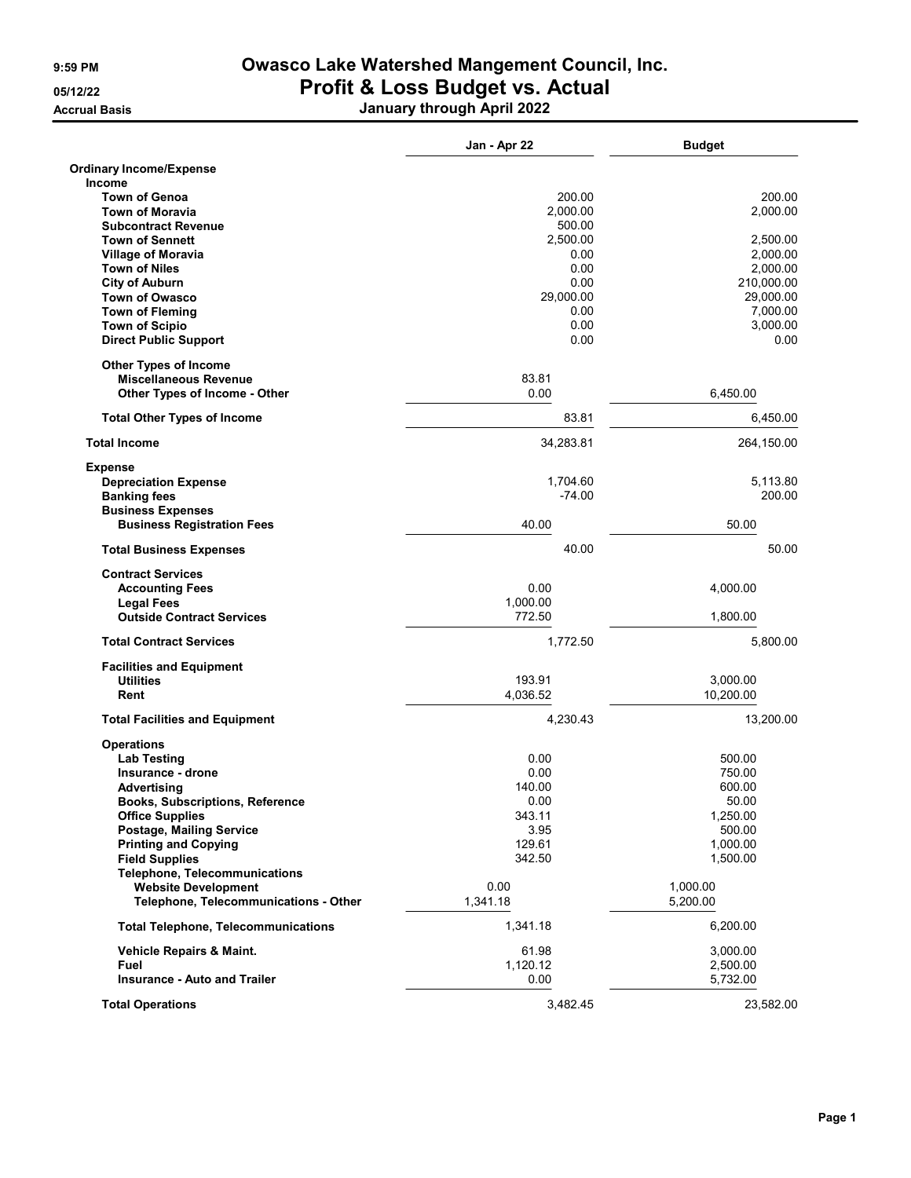# Owasco Lake Watershed Mangement Council, Inc.

## Profit & Loss Budget vs. Actual

**January through April 2022**

9:59 PM
05/12/22
Accrual Basis

| | Jan - Apr 22 | Budget |
|---|---|---|
| **Ordinary Income/Expense** | | |
| **Income** | | |
| Town of Genoa | 200.00 | 200.00 |
| Town of Moravia | 2,000.00 | 2,000.00 |
| Subcontract Revenue | 500.00 | |
| Town of Sennett | 2,500.00 | 2,500.00 |
| Village of Moravia | 0.00 | 2,000.00 |
| Town of Niles | 0.00 | 2,000.00 |
| City of Auburn | 0.00 | 210,000.00 |
| Town of Owasco | 29,000.00 | 29,000.00 |
| Town of Fleming | 0.00 | 7,000.00 |
| Town of Scipio | 0.00 | 3,000.00 |
| Direct Public Support | 0.00 | 0.00 |
| Other Types of Income | | |
| Miscellaneous Revenue | 83.81 | |
| Other Types of Income - Other | 0.00 | 6,450.00 |
| **Total Other Types of Income** | 83.81 | 6,450.00 |
| **Total Income** | 34,283.81 | 264,150.00 |
| **Expense** | | |
| Depreciation Expense | 1,704.60 | 5,113.80 |
| Banking fees | -74.00 | 200.00 |
| Business Expenses | | |
| Business Registration Fees | 40.00 | 50.00 |
| **Total Business Expenses** | 40.00 | 50.00 |
| Contract Services | | |
| Accounting Fees | 0.00 | 4,000.00 |
| Legal Fees | 1,000.00 | |
| Outside Contract Services | 772.50 | 1,800.00 |
| **Total Contract Services** | 1,772.50 | 5,800.00 |
| Facilities and Equipment | | |
| Utilities | 193.91 | 3,000.00 |
| Rent | 4,036.52 | 10,200.00 |
| **Total Facilities and Equipment** | 4,230.43 | 13,200.00 |
| Operations | | |
| Lab Testing | 0.00 | 500.00 |
| Insurance - drone | 0.00 | 750.00 |
| Advertising | 140.00 | 600.00 |
| Books, Subscriptions, Reference | 0.00 | 50.00 |
| Office Supplies | 343.11 | 1,250.00 |
| Postage, Mailing Service | 3.95 | 500.00 |
| Printing and Copying | 129.61 | 1,000.00 |
| Field Supplies | 342.50 | 1,500.00 |
| Telephone, Telecommunications | | |
| Website Development | 0.00 | 1,000.00 |
| Telephone, Telecommunications - Other | 1,341.18 | 5,200.00 |
| **Total Telephone, Telecommunications** | 1,341.18 | 6,200.00 |
| Vehicle Repairs & Maint. | 61.98 | 3,000.00 |
| Fuel | 1,120.12 | 2,500.00 |
| Insurance - Auto and Trailer | 0.00 | 5,732.00 |
| **Total Operations** | 3,482.45 | 23,582.00 |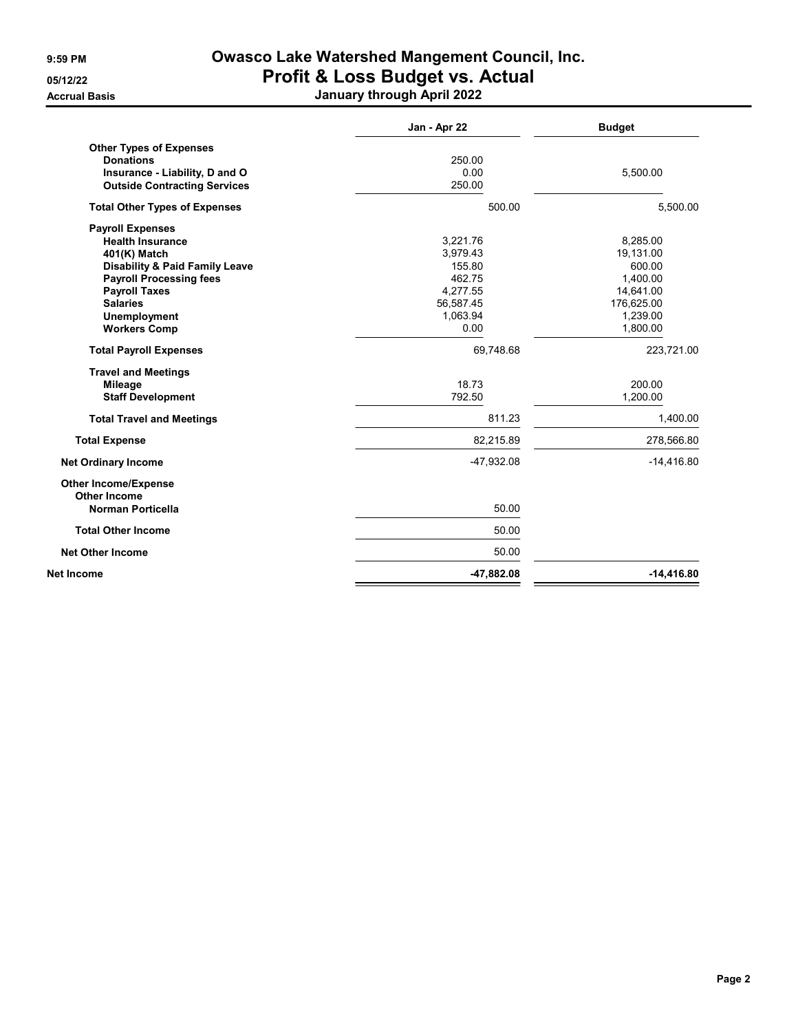# Owasco Lake Watershed Mangement Council, Inc.

## Profit & Loss Budget vs. Actual

**9:59 PM**
**05/12/22**
**Accrual Basis**

**January through April 2022**

| | Jan - Apr 22 | Budget |
|---|---|---|
| **Other Types of Expenses** | | |
| **Donations** | 250.00 | |
| **Insurance - Liability, D and O** | 0.00 | 5,500.00 |
| **Outside Contracting Services** | 250.00 | |
| **Total Other Types of Expenses** | 500.00 | 5,500.00 |
| **Payroll Expenses** | | |
| **Health Insurance** | 3,221.76 | 8,285.00 |
| **401(K) Match** | 3,979.43 | 19,131.00 |
| **Disability & Paid Family Leave** | 155.80 | 600.00 |
| **Payroll Processing fees** | 462.75 | 1,400.00 |
| **Payroll Taxes** | 4,277.55 | 14,641.00 |
| **Salaries** | 56,587.45 | 176,625.00 |
| **Unemployment** | 1,063.94 | 1,239.00 |
| **Workers Comp** | 0.00 | 1,800.00 |
| **Total Payroll Expenses** | 69,748.68 | 223,721.00 |
| **Travel and Meetings** | | |
| **Mileage** | 18.73 | 200.00 |
| **Staff Development** | 792.50 | 1,200.00 |
| **Total Travel and Meetings** | 811.23 | 1,400.00 |
| **Total Expense** | 82,215.89 | 278,566.80 |
| **Net Ordinary Income** | -47,932.08 | -14,416.80 |
| **Other Income/Expense** | | |
| **Other Income** | | |
| **Norman Porticella** | 50.00 | |
| **Total Other Income** | 50.00 | |
| **Net Other Income** | 50.00 | |
| **Net Income** | **-47,882.08** | **-14,416.80** |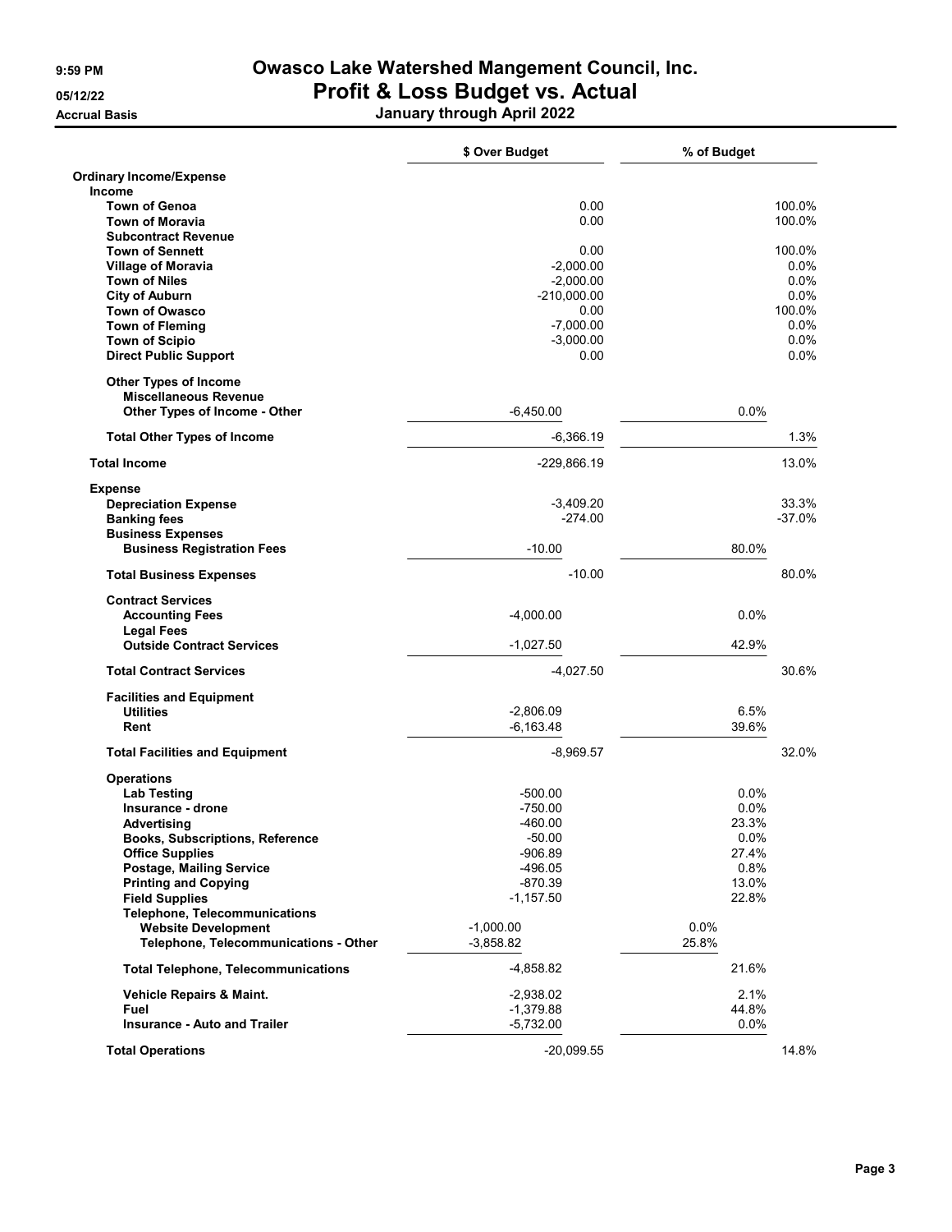# Owasco Lake Watershed Mangement Council, Inc.
## Profit & Loss Budget vs. Actual
### January through April 2022

Accrual Basis

| | $ Over Budget | % of Budget |
|---|---|---|
| **Ordinary Income/Expense** | | |
| **Income** | | |
| Town of Genoa | 0.00 | 100.0% |
| Town of Moravia | 0.00 | 100.0% |
| Subcontract Revenue | | |
| Town of Sennett | 0.00 | 100.0% |
| Village of Moravia | -2,000.00 | 0.0% |
| Town of Niles | -2,000.00 | 0.0% |
| City of Auburn | -210,000.00 | 0.0% |
| Town of Owasco | 0.00 | 100.0% |
| Town of Fleming | -7,000.00 | 0.0% |
| Town of Scipio | -3,000.00 | 0.0% |
| Direct Public Support | 0.00 | 0.0% |
| Other Types of Income | | |
| Miscellaneous Revenue | | |
| Other Types of Income - Other | -6,450.00 | 0.0% |
| **Total Other Types of Income** | -6,366.19 | 1.3% |
| **Total Income** | -229,866.19 | 13.0% |
| **Expense** | | |
| Depreciation Expense | -3,409.20 | 33.3% |
| Banking fees | -274.00 | -37.0% |
| Business Expenses | | |
| Business Registration Fees | -10.00 | 80.0% |
| **Total Business Expenses** | -10.00 | 80.0% |
| Contract Services | | |
| Accounting Fees | -4,000.00 | 0.0% |
| Legal Fees | | |
| Outside Contract Services | -1,027.50 | 42.9% |
| **Total Contract Services** | -4,027.50 | 30.6% |
| Facilities and Equipment | | |
| Utilities | -2,806.09 | 6.5% |
| Rent | -6,163.48 | 39.6% |
| **Total Facilities and Equipment** | -8,969.57 | 32.0% |
| Operations | | |
| Lab Testing | -500.00 | 0.0% |
| Insurance - drone | -750.00 | 0.0% |
| Advertising | -460.00 | 23.3% |
| Books, Subscriptions, Reference | -50.00 | 0.0% |
| Office Supplies | -906.89 | 27.4% |
| Postage, Mailing Service | -496.05 | 0.8% |
| Printing and Copying | -870.39 | 13.0% |
| Field Supplies | -1,157.50 | 22.8% |
| Telephone, Telecommunications | | |
| Website Development | -1,000.00 | 0.0% |
| Telephone, Telecommunications - Other | -3,858.82 | 25.8% |
| **Total Telephone, Telecommunications** | -4,858.82 | 21.6% |
| Vehicle Repairs & Maint. | -2,938.02 | 2.1% |
| Fuel | -1,379.88 | 44.8% |
| Insurance - Auto and Trailer | -5,732.00 | 0.0% |
| **Total Operations** | -20,099.55 | 14.8% |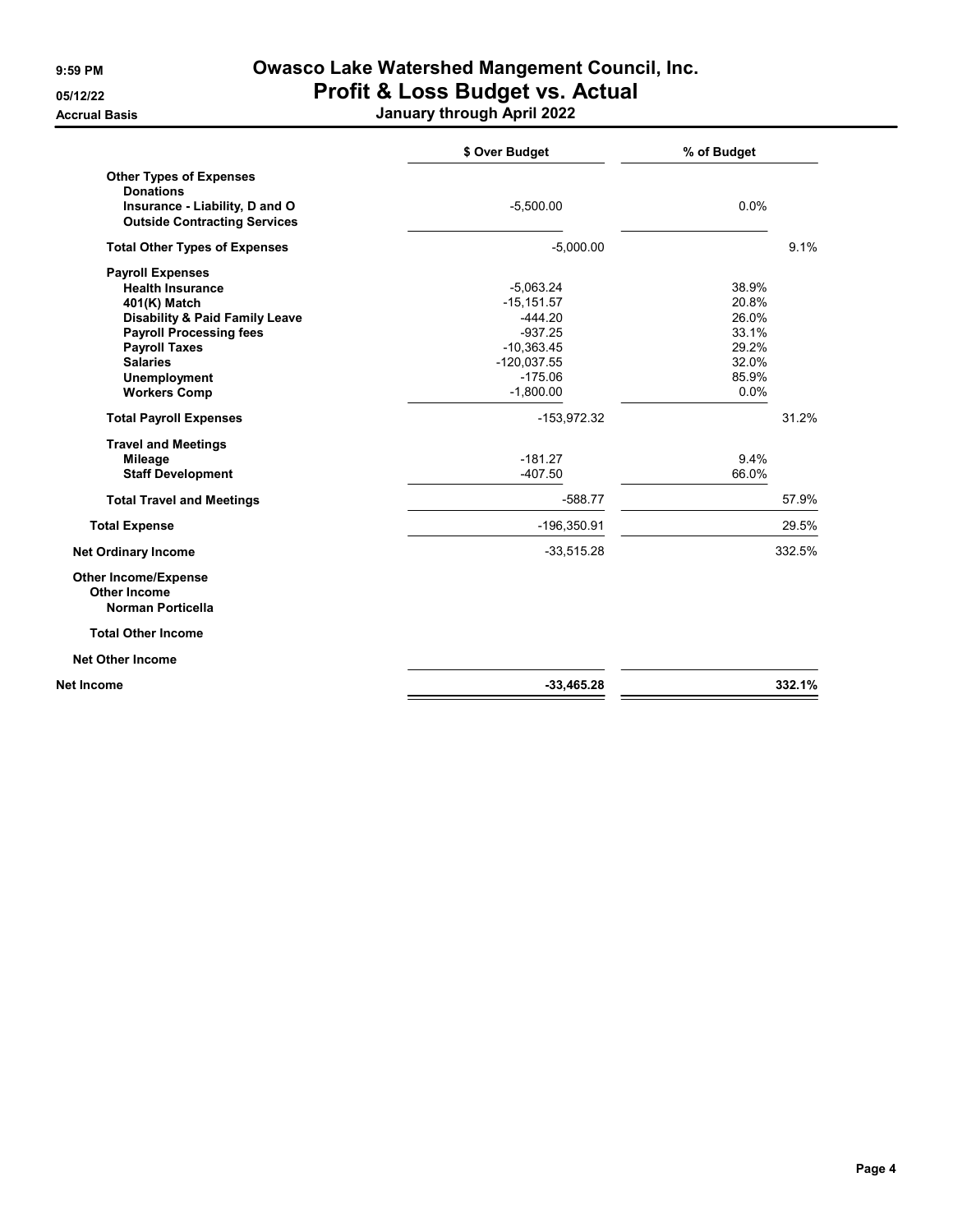# Owasco Lake Watershed Mangement Council, Inc.
## Profit & Loss Budget vs. Actual
### January through April 2022

9:59 PM
05/12/22
Accrual Basis

| | $ Over Budget | % of Budget |
|---|---|---|
| **Other Types of Expenses** | | |
| **Donations** | | |
| **Insurance - Liability, D and O** | -5,500.00 | 0.0% |
| **Outside Contracting Services** | | |
| **Total Other Types of Expenses** | -5,000.00 | 9.1% |
| **Payroll Expenses** | | |
| **Health Insurance** | -5,063.24 | 38.9% |
| **401(K) Match** | -15,151.57 | 20.8% |
| **Disability & Paid Family Leave** | -444.20 | 26.0% |
| **Payroll Processing fees** | -937.25 | 33.1% |
| **Payroll Taxes** | -10,363.45 | 29.2% |
| **Salaries** | -120,037.55 | 32.0% |
| **Unemployment** | -175.06 | 85.9% |
| **Workers Comp** | -1,800.00 | 0.0% |
| **Total Payroll Expenses** | -153,972.32 | 31.2% |
| **Travel and Meetings** | | |
| **Mileage** | -181.27 | 9.4% |
| **Staff Development** | -407.50 | 66.0% |
| **Total Travel and Meetings** | -588.77 | 57.9% |
| **Total Expense** | -196,350.91 | 29.5% |
| **Net Ordinary Income** | -33,515.28 | 332.5% |
| **Other Income/Expense** | | |
| **Other Income** | | |
| **Norman Porticella** | | |
| **Total Other Income** | | |
| **Net Other Income** | | |
| **Net Income** | **-33,465.28** | **332.1%** |